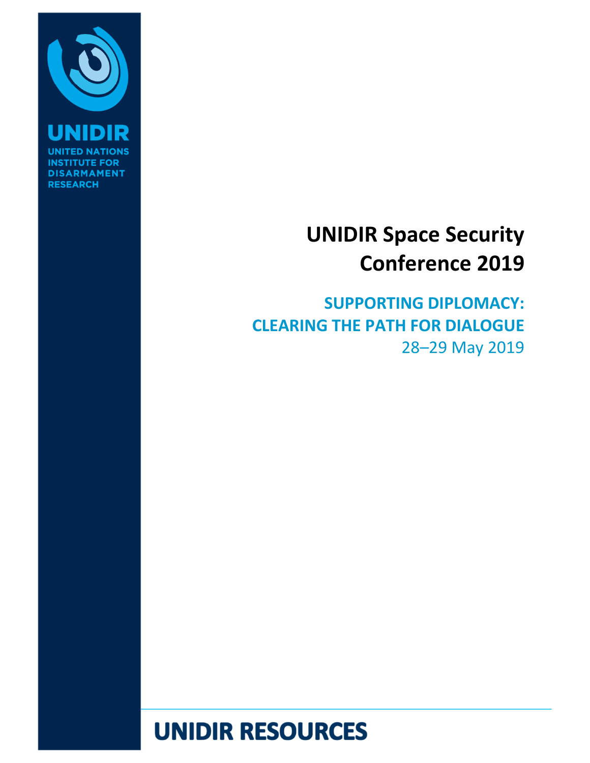UNIDIR

UNITED NATIONS INSTITUTE FOR DISARMAMENT RESEARCH

# UNIDIR Space Security Conference 2019

## SUPPORTING DIPLOMACY: CLEARING THE PATH FOR DIALOGUE

28–29 May 2019

**UNIDIR RESOURCES**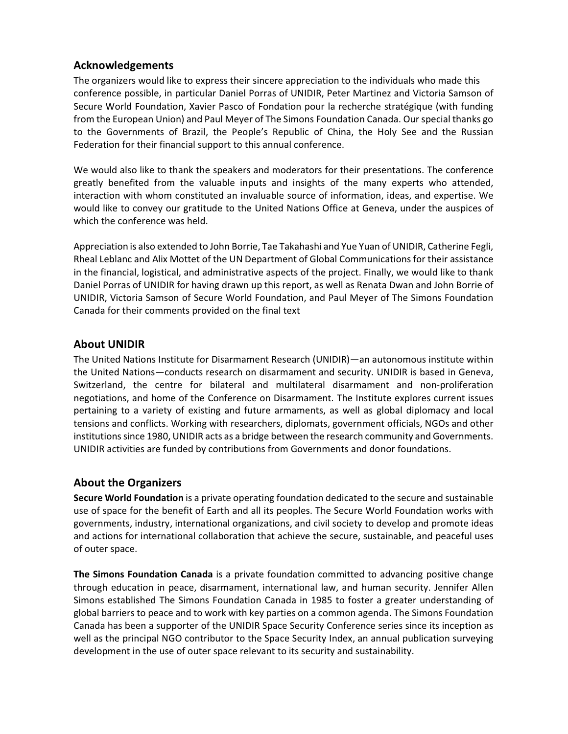## Acknowledgements

The organizers would like to express their sincere appreciation to the individuals who made this conference possible, in particular Daniel Porras of UNIDIR, Peter Martinez and Victoria Samson of Secure World Foundation, Xavier Pasco of Fondation pour la recherche stratégique (with funding from the European Union) and Paul Meyer of The Simons Foundation Canada. Our special thanks go to the Governments of Brazil, the People's Republic of China, the Holy See and the Russian Federation for their financial support to this annual conference.

We would also like to thank the speakers and moderators for their presentations. The conference greatly benefited from the valuable inputs and insights of the many experts who attended, interaction with whom constituted an invaluable source of information, ideas, and expertise. We would like to convey our gratitude to the United Nations Office at Geneva, under the auspices of which the conference was held.

Appreciation is also extended to John Borrie, Tae Takahashi and Yue Yuan of UNIDIR, Catherine Fegli, Rheal Leblanc and Alix Mottet of the UN Department of Global Communications for their assistance in the financial, logistical, and administrative aspects of the project. Finally, we would like to thank Daniel Porras of UNIDIR for having drawn up this report, as well as Renata Dwan and John Borrie of UNIDIR, Victoria Samson of Secure World Foundation, and Paul Meyer of The Simons Foundation Canada for their comments provided on the final text

## About UNIDIR

The United Nations Institute for Disarmament Research (UNIDIR)—an autonomous institute within the United Nations—conducts research on disarmament and security. UNIDIR is based in Geneva, Switzerland, the centre for bilateral and multilateral disarmament and non-proliferation negotiations, and home of the Conference on Disarmament. The Institute explores current issues pertaining to a variety of existing and future armaments, as well as global diplomacy and local tensions and conflicts. Working with researchers, diplomats, government officials, NGOs and other institutions since 1980, UNIDIR acts as a bridge between the research community and Governments. UNIDIR activities are funded by contributions from Governments and donor foundations.

## About the Organizers

**Secure World Foundation** is a private operating foundation dedicated to the secure and sustainable use of space for the benefit of Earth and all its peoples. The Secure World Foundation works with governments, industry, international organizations, and civil society to develop and promote ideas and actions for international collaboration that achieve the secure, sustainable, and peaceful uses of outer space.

**The Simons Foundation Canada** is a private foundation committed to advancing positive change through education in peace, disarmament, international law, and human security. Jennifer Allen Simons established The Simons Foundation Canada in 1985 to foster a greater understanding of global barriers to peace and to work with key parties on a common agenda. The Simons Foundation Canada has been a supporter of the UNIDIR Space Security Conference series since its inception as well as the principal NGO contributor to the Space Security Index, an annual publication surveying development in the use of outer space relevant to its security and sustainability.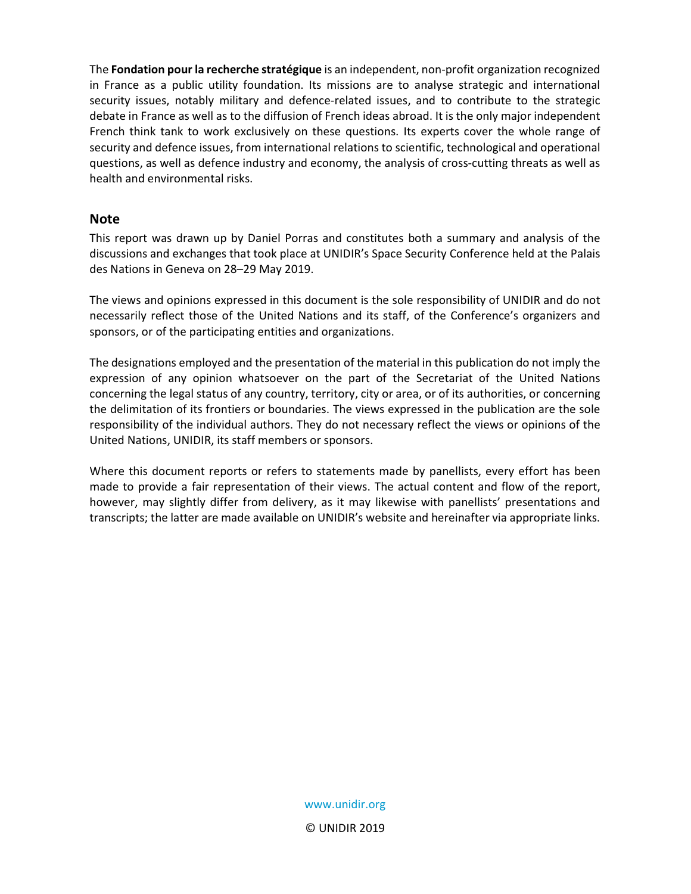The **Fondation pour la recherche stratégique** is an independent, non-profit organization recognized in France as a public utility foundation. Its missions are to analyse strategic and international security issues, notably military and defence-related issues, and to contribute to the strategic debate in France as well as to the diffusion of French ideas abroad. It is the only major independent French think tank to work exclusively on these questions. Its experts cover the whole range of security and defence issues, from international relations to scientific, technological and operational questions, as well as defence industry and economy, the analysis of cross-cutting threats as well as health and environmental risks.

## Note

This report was drawn up by Daniel Porras and constitutes both a summary and analysis of the discussions and exchanges that took place at UNIDIR's Space Security Conference held at the Palais des Nations in Geneva on 28–29 May 2019.

The views and opinions expressed in this document is the sole responsibility of UNIDIR and do not necessarily reflect those of the United Nations and its staff, of the Conference's organizers and sponsors, or of the participating entities and organizations.

The designations employed and the presentation of the material in this publication do not imply the expression of any opinion whatsoever on the part of the Secretariat of the United Nations concerning the legal status of any country, territory, city or area, or of its authorities, or concerning the delimitation of its frontiers or boundaries. The views expressed in the publication are the sole responsibility of the individual authors. They do not necessary reflect the views or opinions of the United Nations, UNIDIR, its staff members or sponsors.

Where this document reports or refers to statements made by panellists, every effort has been made to provide a fair representation of their views. The actual content and flow of the report, however, may slightly differ from delivery, as it may likewise with panellists' presentations and transcripts; the latter are made available on UNIDIR's website and hereinafter via appropriate links.

www.unidir.org

© UNIDIR 2019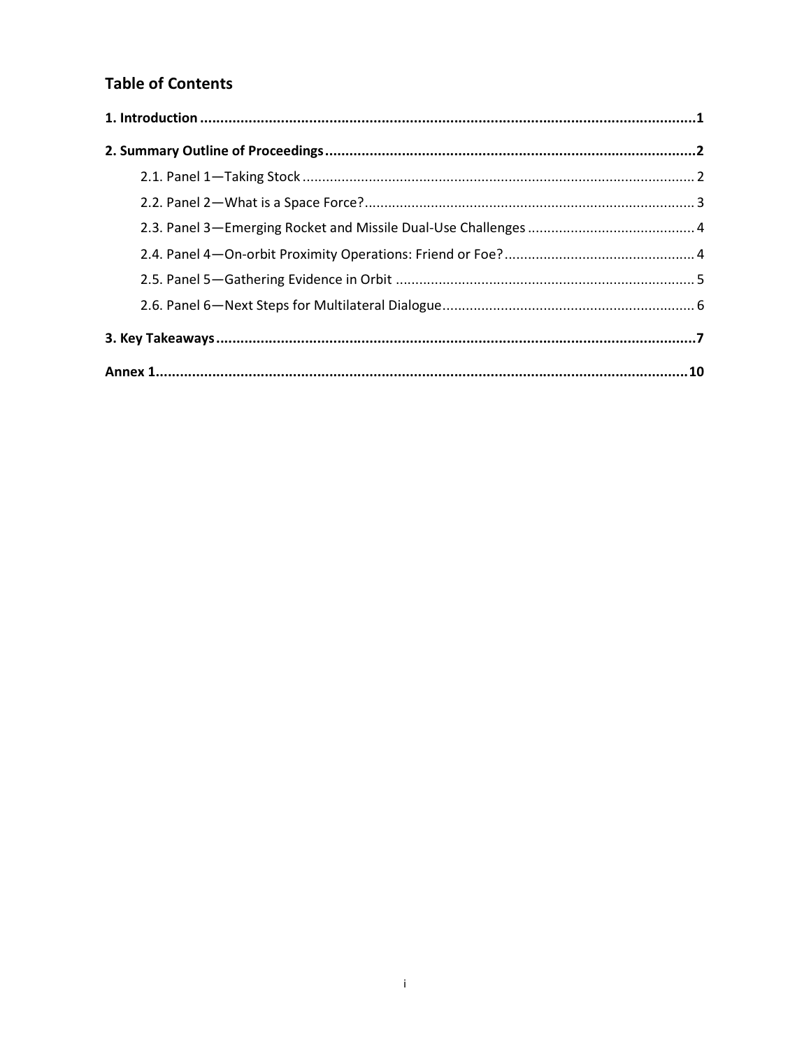## Table of Contents

**1. Introduction** .......... **1**

**2. Summary Outline of Proceedings** .......... **2**

- 2.1. Panel 1—Taking Stock .......... 2
- 2.2. Panel 2—What is a Space Force? .......... 3
- 2.3. Panel 3—Emerging Rocket and Missile Dual-Use Challenges .......... 4
- 2.4. Panel 4—On-orbit Proximity Operations: Friend or Foe? .......... 4
- 2.5. Panel 5—Gathering Evidence in Orbit .......... 5
- 2.6. Panel 6—Next Steps for Multilateral Dialogue .......... 6

**3. Key Takeaways** .......... **7**

**Annex 1** .......... **10**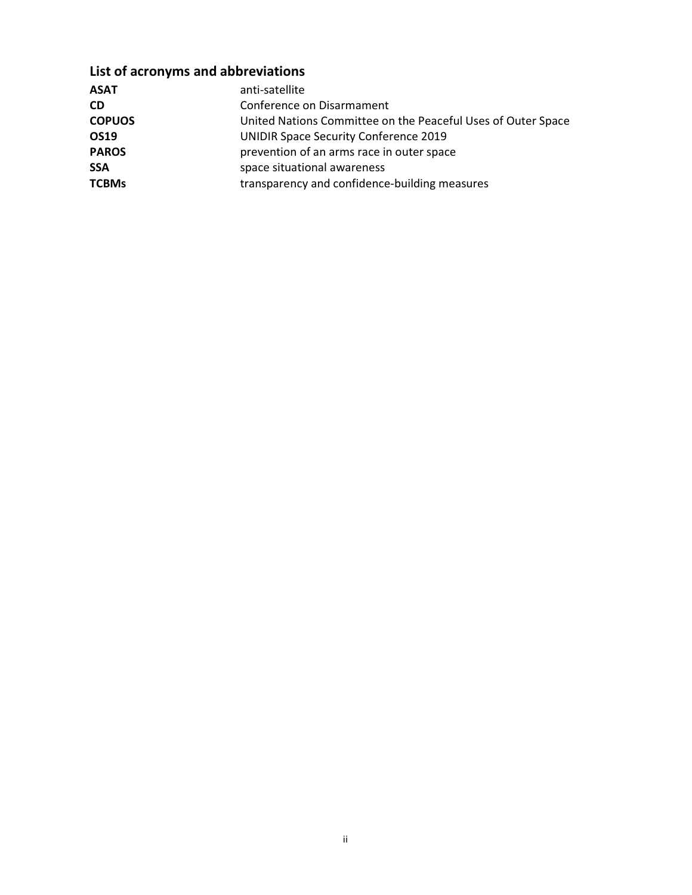## List of acronyms and abbreviations

| | |
|---|---|
| **ASAT** | anti-satellite |
| **CD** | Conference on Disarmament |
| **COPUOS** | United Nations Committee on the Peaceful Uses of Outer Space |
| **OS19** | UNIDIR Space Security Conference 2019 |
| **PAROS** | prevention of an arms race in outer space |
| **SSA** | space situational awareness |
| **TCBMs** | transparency and confidence-building measures |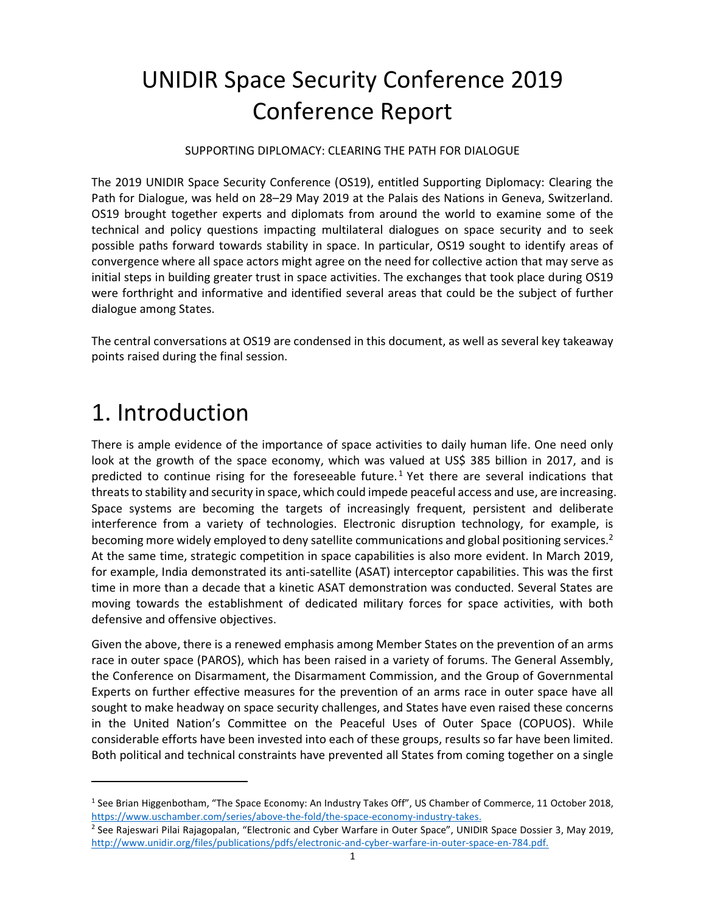# UNIDIR Space Security Conference 2019 Conference Report

SUPPORTING DIPLOMACY: CLEARING THE PATH FOR DIALOGUE

The 2019 UNIDIR Space Security Conference (OS19), entitled Supporting Diplomacy: Clearing the Path for Dialogue, was held on 28–29 May 2019 at the Palais des Nations in Geneva, Switzerland. OS19 brought together experts and diplomats from around the world to examine some of the technical and policy questions impacting multilateral dialogues on space security and to seek possible paths forward towards stability in space. In particular, OS19 sought to identify areas of convergence where all space actors might agree on the need for collective action that may serve as initial steps in building greater trust in space activities. The exchanges that took place during OS19 were forthright and informative and identified several areas that could be the subject of further dialogue among States.

The central conversations at OS19 are condensed in this document, as well as several key takeaway points raised during the final session.

# 1. Introduction

There is ample evidence of the importance of space activities to daily human life. One need only look at the growth of the space economy, which was valued at US$ 385 billion in 2017, and is predicted to continue rising for the foreseeable future.[1] Yet there are several indications that threats to stability and security in space, which could impede peaceful access and use, are increasing. Space systems are becoming the targets of increasingly frequent, persistent and deliberate interference from a variety of technologies. Electronic disruption technology, for example, is becoming more widely employed to deny satellite communications and global positioning services.[2] At the same time, strategic competition in space capabilities is also more evident. In March 2019, for example, India demonstrated its anti-satellite (ASAT) interceptor capabilities. This was the first time in more than a decade that a kinetic ASAT demonstration was conducted. Several States are moving towards the establishment of dedicated military forces for space activities, with both defensive and offensive objectives.

Given the above, there is a renewed emphasis among Member States on the prevention of an arms race in outer space (PAROS), which has been raised in a variety of forums. The General Assembly, the Conference on Disarmament, the Disarmament Commission, and the Group of Governmental Experts on further effective measures for the prevention of an arms race in outer space have all sought to make headway on space security challenges, and States have even raised these concerns in the United Nation's Committee on the Peaceful Uses of Outer Space (COPUOS). While considerable efforts have been invested into each of these groups, results so far have been limited. Both political and technical constraints have prevented all States from coming together on a single

---

[1] See Brian Higgenbotham, "The Space Economy: An Industry Takes Off", US Chamber of Commerce, 11 October 2018, https://www.uschamber.com/series/above-the-fold/the-space-economy-industry-takes.

[2] See Rajeswari Pilai Rajagopalan, "Electronic and Cyber Warfare in Outer Space", UNIDIR Space Dossier 3, May 2019, http://www.unidir.org/files/publications/pdfs/electronic-and-cyber-warfare-in-outer-space-en-784.pdf.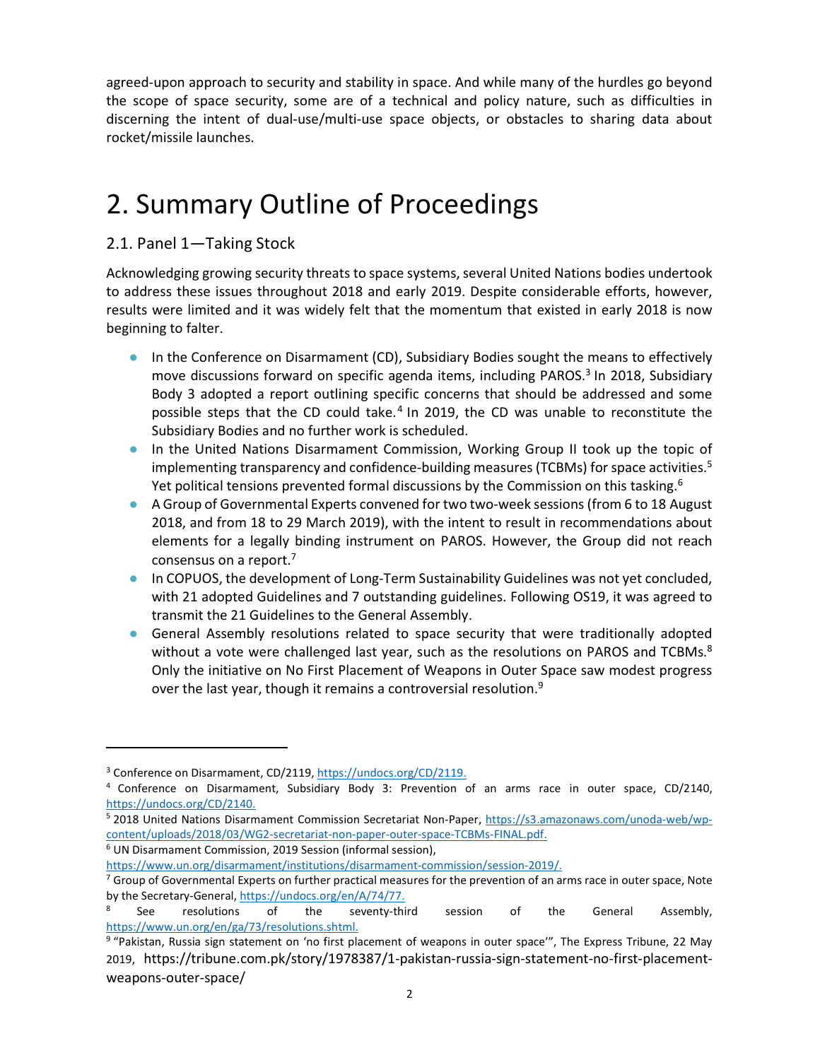agreed-upon approach to security and stability in space. And while many of the hurdles go beyond the scope of space security, some are of a technical and policy nature, such as difficulties in discerning the intent of dual-use/multi-use space objects, or obstacles to sharing data about rocket/missile launches.

# 2. Summary Outline of Proceedings

## 2.1. Panel 1—Taking Stock

Acknowledging growing security threats to space systems, several United Nations bodies undertook to address these issues throughout 2018 and early 2019. Despite considerable efforts, however, results were limited and it was widely felt that the momentum that existed in early 2018 is now beginning to falter.

- In the Conference on Disarmament (CD), Subsidiary Bodies sought the means to effectively move discussions forward on specific agenda items, including PAROS.[3] In 2018, Subsidiary Body 3 adopted a report outlining specific concerns that should be addressed and some possible steps that the CD could take.[4] In 2019, the CD was unable to reconstitute the Subsidiary Bodies and no further work is scheduled.
- In the United Nations Disarmament Commission, Working Group II took up the topic of implementing transparency and confidence-building measures (TCBMs) for space activities.[5] Yet political tensions prevented formal discussions by the Commission on this tasking.[6]
- A Group of Governmental Experts convened for two two-week sessions (from 6 to 18 August 2018, and from 18 to 29 March 2019), with the intent to result in recommendations about elements for a legally binding instrument on PAROS. However, the Group did not reach consensus on a report.[7]
- In COPUOS, the development of Long-Term Sustainability Guidelines was not yet concluded, with 21 adopted Guidelines and 7 outstanding guidelines. Following OS19, it was agreed to transmit the 21 Guidelines to the General Assembly.
- General Assembly resolutions related to space security that were traditionally adopted without a vote were challenged last year, such as the resolutions on PAROS and TCBMs.[8] Only the initiative on No First Placement of Weapons in Outer Space saw modest progress over the last year, though it remains a controversial resolution.[9]

---

[3] Conference on Disarmament, CD/2119, https://undocs.org/CD/2119.

[4] Conference on Disarmament, Subsidiary Body 3: Prevention of an arms race in outer space, CD/2140, https://undocs.org/CD/2140.

[5] 2018 United Nations Disarmament Commission Secretariat Non-Paper, https://s3.amazonaws.com/unoda-web/wp-content/uploads/2018/03/WG2-secretariat-non-paper-outer-space-TCBMs-FINAL.pdf.

[6] UN Disarmament Commission, 2019 Session (informal session), https://www.un.org/disarmament/institutions/disarmament-commission/session-2019/.

[7] Group of Governmental Experts on further practical measures for the prevention of an arms race in outer space, Note by the Secretary-General, https://undocs.org/en/A/74/77.

[8] See resolutions of the seventy-third session of the General Assembly, https://www.un.org/en/ga/73/resolutions.shtml.

[9] "Pakistan, Russia sign statement on 'no first placement of weapons in outer space'", The Express Tribune, 22 May 2019, https://tribune.com.pk/story/1978387/1-pakistan-russia-sign-statement-no-first-placement-weapons-outer-space/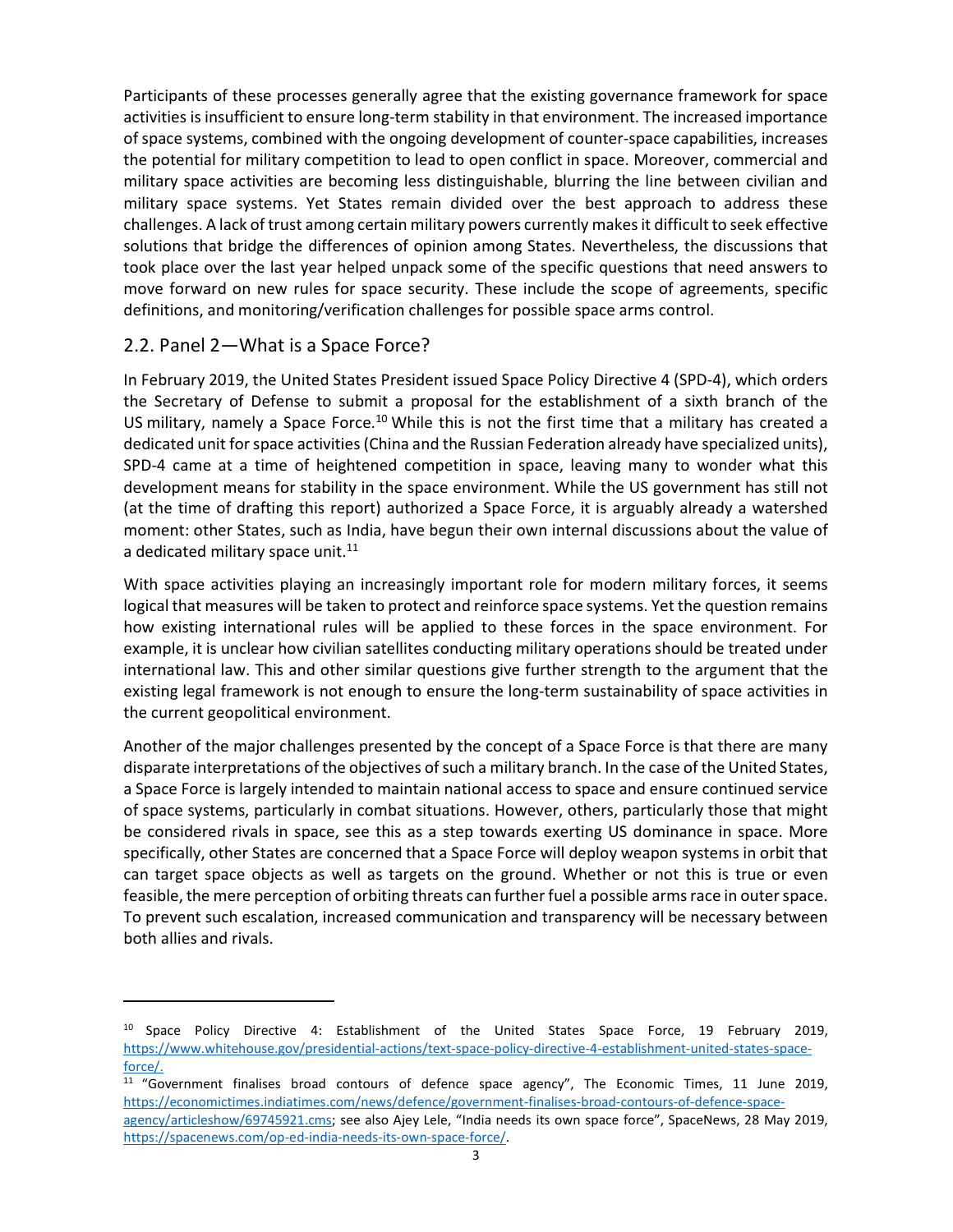Participants of these processes generally agree that the existing governance framework for space activities is insufficient to ensure long-term stability in that environment. The increased importance of space systems, combined with the ongoing development of counter-space capabilities, increases the potential for military competition to lead to open conflict in space. Moreover, commercial and military space activities are becoming less distinguishable, blurring the line between civilian and military space systems. Yet States remain divided over the best approach to address these challenges. A lack of trust among certain military powers currently makes it difficult to seek effective solutions that bridge the differences of opinion among States. Nevertheless, the discussions that took place over the last year helped unpack some of the specific questions that need answers to move forward on new rules for space security. These include the scope of agreements, specific definitions, and monitoring/verification challenges for possible space arms control.

## 2.2. Panel 2—What is a Space Force?

In February 2019, the United States President issued Space Policy Directive 4 (SPD-4), which orders the Secretary of Defense to submit a proposal for the establishment of a sixth branch of the US military, namely a Space Force.[10] While this is not the first time that a military has created a dedicated unit for space activities (China and the Russian Federation already have specialized units), SPD-4 came at a time of heightened competition in space, leaving many to wonder what this development means for stability in the space environment. While the US government has still not (at the time of drafting this report) authorized a Space Force, it is arguably already a watershed moment: other States, such as India, have begun their own internal discussions about the value of a dedicated military space unit.[11]

With space activities playing an increasingly important role for modern military forces, it seems logical that measures will be taken to protect and reinforce space systems. Yet the question remains how existing international rules will be applied to these forces in the space environment. For example, it is unclear how civilian satellites conducting military operations should be treated under international law. This and other similar questions give further strength to the argument that the existing legal framework is not enough to ensure the long-term sustainability of space activities in the current geopolitical environment.

Another of the major challenges presented by the concept of a Space Force is that there are many disparate interpretations of the objectives of such a military branch. In the case of the United States, a Space Force is largely intended to maintain national access to space and ensure continued service of space systems, particularly in combat situations. However, others, particularly those that might be considered rivals in space, see this as a step towards exerting US dominance in space. More specifically, other States are concerned that a Space Force will deploy weapon systems in orbit that can target space objects as well as targets on the ground. Whether or not this is true or even feasible, the mere perception of orbiting threats can further fuel a possible arms race in outer space. To prevent such escalation, increased communication and transparency will be necessary between both allies and rivals.

---

[10] Space Policy Directive 4: Establishment of the United States Space Force, 19 February 2019, https://www.whitehouse.gov/presidential-actions/text-space-policy-directive-4-establishment-united-states-space-force/.

[11] "Government finalises broad contours of defence space agency", The Economic Times, 11 June 2019, https://economictimes.indiatimes.com/news/defence/government-finalises-broad-contours-of-defence-space-agency/articleshow/69745921.cms; see also Ajey Lele, "India needs its own space force", SpaceNews, 28 May 2019, https://spacenews.com/op-ed-india-needs-its-own-space-force/.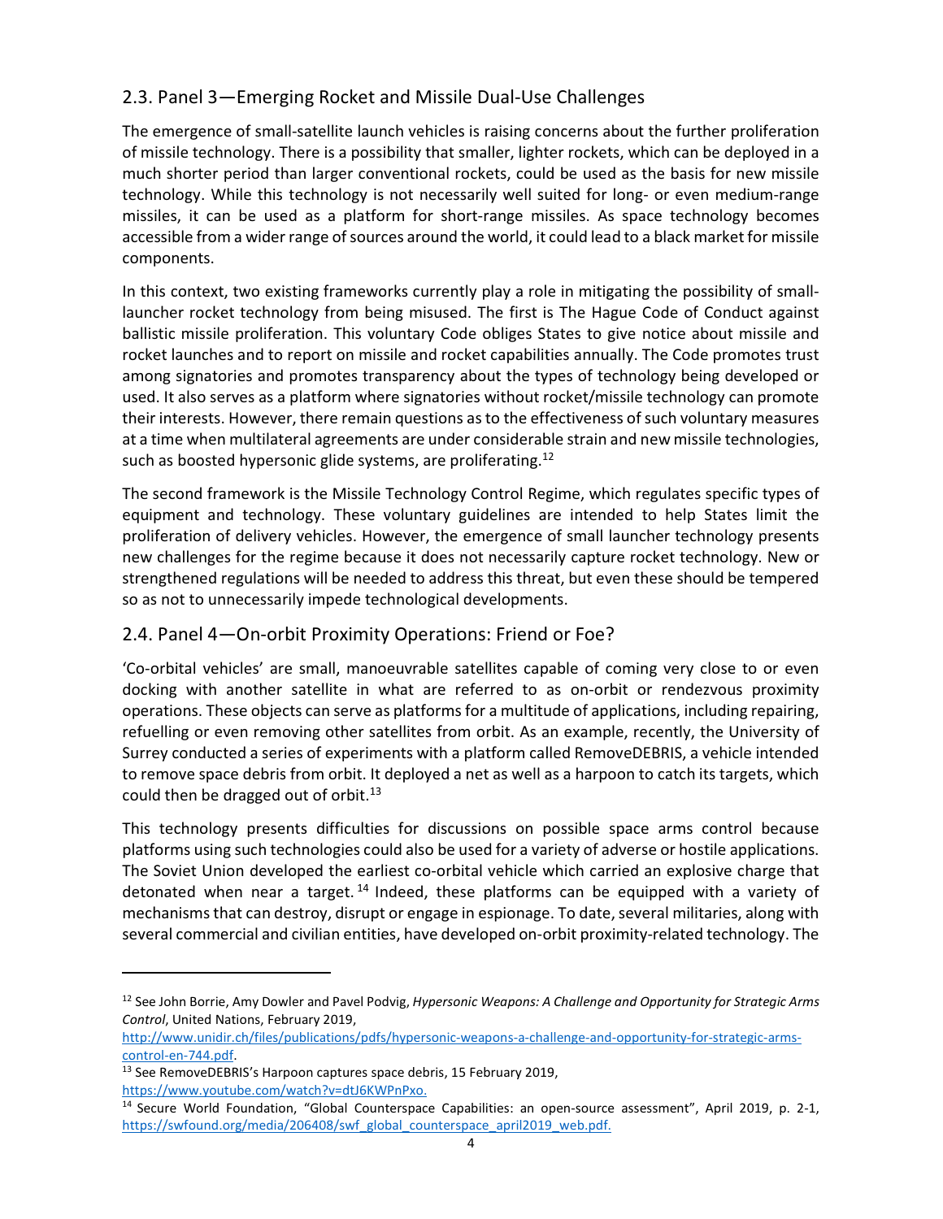## 2.3. Panel 3—Emerging Rocket and Missile Dual-Use Challenges

The emergence of small-satellite launch vehicles is raising concerns about the further proliferation of missile technology. There is a possibility that smaller, lighter rockets, which can be deployed in a much shorter period than larger conventional rockets, could be used as the basis for new missile technology. While this technology is not necessarily well suited for long- or even medium-range missiles, it can be used as a platform for short-range missiles. As space technology becomes accessible from a wider range of sources around the world, it could lead to a black market for missile components.

In this context, two existing frameworks currently play a role in mitigating the possibility of small-launcher rocket technology from being misused. The first is The Hague Code of Conduct against ballistic missile proliferation. This voluntary Code obliges States to give notice about missile and rocket launches and to report on missile and rocket capabilities annually. The Code promotes trust among signatories and promotes transparency about the types of technology being developed or used. It also serves as a platform where signatories without rocket/missile technology can promote their interests. However, there remain questions as to the effectiveness of such voluntary measures at a time when multilateral agreements are under considerable strain and new missile technologies, such as boosted hypersonic glide systems, are proliferating.[12]

The second framework is the Missile Technology Control Regime, which regulates specific types of equipment and technology. These voluntary guidelines are intended to help States limit the proliferation of delivery vehicles. However, the emergence of small launcher technology presents new challenges for the regime because it does not necessarily capture rocket technology. New or strengthened regulations will be needed to address this threat, but even these should be tempered so as not to unnecessarily impede technological developments.

## 2.4. Panel 4—On-orbit Proximity Operations: Friend or Foe?

'Co-orbital vehicles' are small, manoeuvrable satellites capable of coming very close to or even docking with another satellite in what are referred to as on-orbit or rendezvous proximity operations. These objects can serve as platforms for a multitude of applications, including repairing, refuelling or even removing other satellites from orbit. As an example, recently, the University of Surrey conducted a series of experiments with a platform called RemoveDEBRIS, a vehicle intended to remove space debris from orbit. It deployed a net as well as a harpoon to catch its targets, which could then be dragged out of orbit.[13]

This technology presents difficulties for discussions on possible space arms control because platforms using such technologies could also be used for a variety of adverse or hostile applications. The Soviet Union developed the earliest co-orbital vehicle which carried an explosive charge that detonated when near a target.[14] Indeed, these platforms can be equipped with a variety of mechanisms that can destroy, disrupt or engage in espionage. To date, several militaries, along with several commercial and civilian entities, have developed on-orbit proximity-related technology. The

---

[12] See John Borrie, Amy Dowler and Pavel Podvig, *Hypersonic Weapons: A Challenge and Opportunity for Strategic Arms Control*, United Nations, February 2019, http://www.unidir.ch/files/publications/pdfs/hypersonic-weapons-a-challenge-and-opportunity-for-strategic-arms-control-en-744.pdf.

[13] See RemoveDEBRIS's Harpoon captures space debris, 15 February 2019, https://www.youtube.com/watch?v=dtJ6KWPnPxo.

[14] Secure World Foundation, "Global Counterspace Capabilities: an open-source assessment", April 2019, p. 2-1, https://swfound.org/media/206408/swf_global_counterspace_april2019_web.pdf.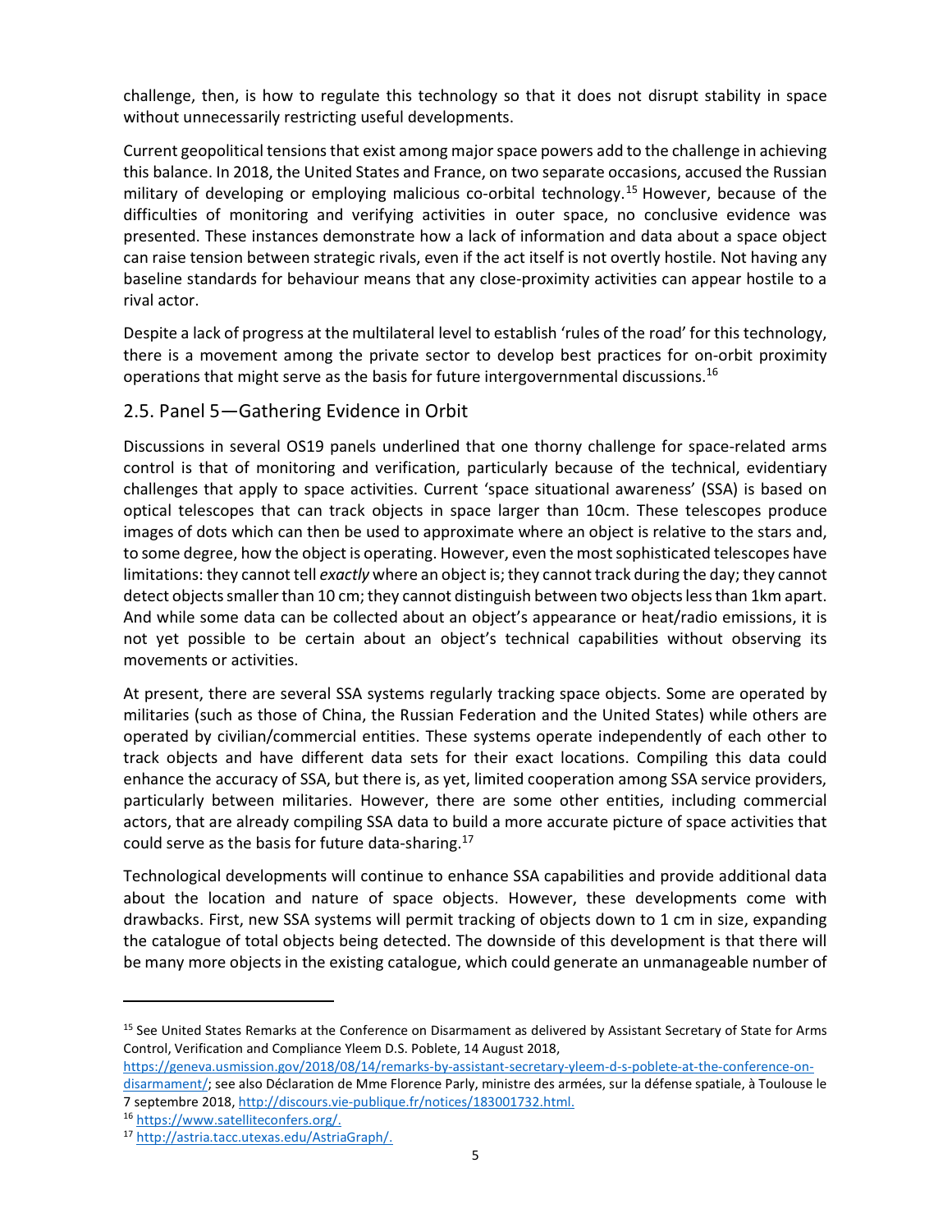challenge, then, is how to regulate this technology so that it does not disrupt stability in space without unnecessarily restricting useful developments.

Current geopolitical tensions that exist among major space powers add to the challenge in achieving this balance. In 2018, the United States and France, on two separate occasions, accused the Russian military of developing or employing malicious co-orbital technology.[15] However, because of the difficulties of monitoring and verifying activities in outer space, no conclusive evidence was presented. These instances demonstrate how a lack of information and data about a space object can raise tension between strategic rivals, even if the act itself is not overtly hostile. Not having any baseline standards for behaviour means that any close-proximity activities can appear hostile to a rival actor.

Despite a lack of progress at the multilateral level to establish 'rules of the road' for this technology, there is a movement among the private sector to develop best practices for on-orbit proximity operations that might serve as the basis for future intergovernmental discussions.[16]

## 2.5. Panel 5—Gathering Evidence in Orbit

Discussions in several OS19 panels underlined that one thorny challenge for space-related arms control is that of monitoring and verification, particularly because of the technical, evidentiary challenges that apply to space activities. Current 'space situational awareness' (SSA) is based on optical telescopes that can track objects in space larger than 10cm. These telescopes produce images of dots which can then be used to approximate where an object is relative to the stars and, to some degree, how the object is operating. However, even the most sophisticated telescopes have limitations: they cannot tell *exactly* where an object is; they cannot track during the day; they cannot detect objects smaller than 10 cm; they cannot distinguish between two objects less than 1km apart. And while some data can be collected about an object's appearance or heat/radio emissions, it is not yet possible to be certain about an object's technical capabilities without observing its movements or activities.

At present, there are several SSA systems regularly tracking space objects. Some are operated by militaries (such as those of China, the Russian Federation and the United States) while others are operated by civilian/commercial entities. These systems operate independently of each other to track objects and have different data sets for their exact locations. Compiling this data could enhance the accuracy of SSA, but there is, as yet, limited cooperation among SSA service providers, particularly between militaries. However, there are some other entities, including commercial actors, that are already compiling SSA data to build a more accurate picture of space activities that could serve as the basis for future data-sharing.[17]

Technological developments will continue to enhance SSA capabilities and provide additional data about the location and nature of space objects. However, these developments come with drawbacks. First, new SSA systems will permit tracking of objects down to 1 cm in size, expanding the catalogue of total objects being detected. The downside of this development is that there will be many more objects in the existing catalogue, which could generate an unmanageable number of

---

[15] See United States Remarks at the Conference on Disarmament as delivered by Assistant Secretary of State for Arms Control, Verification and Compliance Yleem D.S. Poblete, 14 August 2018, https://geneva.usmission.gov/2018/08/14/remarks-by-assistant-secretary-yleem-d-s-poblete-at-the-conference-on-disarmament/; see also Déclaration de Mme Florence Parly, ministre des armées, sur la défense spatiale, à Toulouse le 7 septembre 2018, http://discours.vie-publique.fr/notices/183001732.html.

[16] https://www.satelliteconfers.org/.

[17] http://astria.tacc.utexas.edu/AstriaGraph/.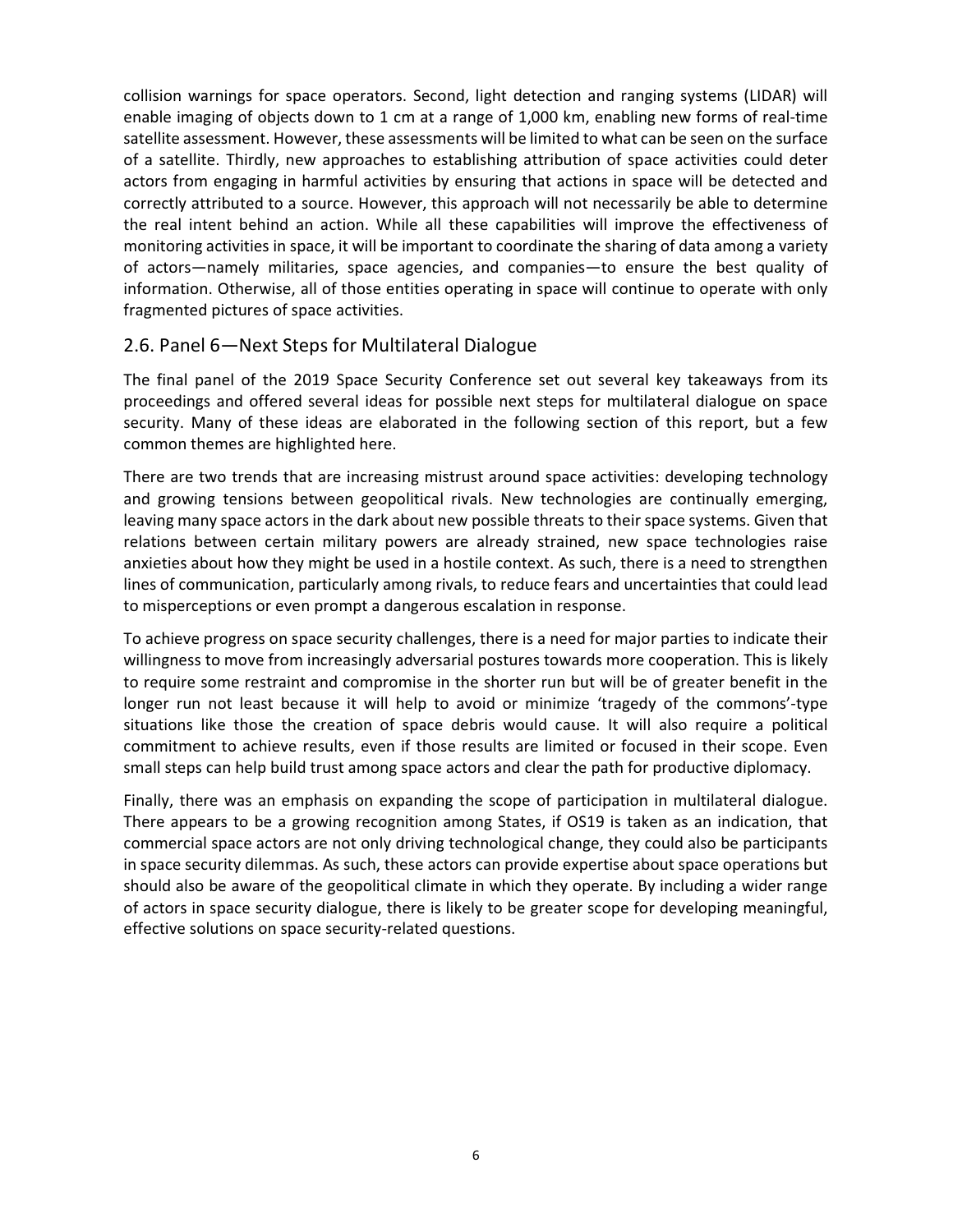collision warnings for space operators. Second, light detection and ranging systems (LIDAR) will enable imaging of objects down to 1 cm at a range of 1,000 km, enabling new forms of real-time satellite assessment. However, these assessments will be limited to what can be seen on the surface of a satellite. Thirdly, new approaches to establishing attribution of space activities could deter actors from engaging in harmful activities by ensuring that actions in space will be detected and correctly attributed to a source. However, this approach will not necessarily be able to determine the real intent behind an action. While all these capabilities will improve the effectiveness of monitoring activities in space, it will be important to coordinate the sharing of data among a variety of actors—namely militaries, space agencies, and companies—to ensure the best quality of information. Otherwise, all of those entities operating in space will continue to operate with only fragmented pictures of space activities.

## 2.6. Panel 6—Next Steps for Multilateral Dialogue

The final panel of the 2019 Space Security Conference set out several key takeaways from its proceedings and offered several ideas for possible next steps for multilateral dialogue on space security. Many of these ideas are elaborated in the following section of this report, but a few common themes are highlighted here.

There are two trends that are increasing mistrust around space activities: developing technology and growing tensions between geopolitical rivals. New technologies are continually emerging, leaving many space actors in the dark about new possible threats to their space systems. Given that relations between certain military powers are already strained, new space technologies raise anxieties about how they might be used in a hostile context. As such, there is a need to strengthen lines of communication, particularly among rivals, to reduce fears and uncertainties that could lead to misperceptions or even prompt a dangerous escalation in response.

To achieve progress on space security challenges, there is a need for major parties to indicate their willingness to move from increasingly adversarial postures towards more cooperation. This is likely to require some restraint and compromise in the shorter run but will be of greater benefit in the longer run not least because it will help to avoid or minimize 'tragedy of the commons'-type situations like those the creation of space debris would cause. It will also require a political commitment to achieve results, even if those results are limited or focused in their scope. Even small steps can help build trust among space actors and clear the path for productive diplomacy.

Finally, there was an emphasis on expanding the scope of participation in multilateral dialogue. There appears to be a growing recognition among States, if OS19 is taken as an indication, that commercial space actors are not only driving technological change, they could also be participants in space security dilemmas. As such, these actors can provide expertise about space operations but should also be aware of the geopolitical climate in which they operate. By including a wider range of actors in space security dialogue, there is likely to be greater scope for developing meaningful, effective solutions on space security-related questions.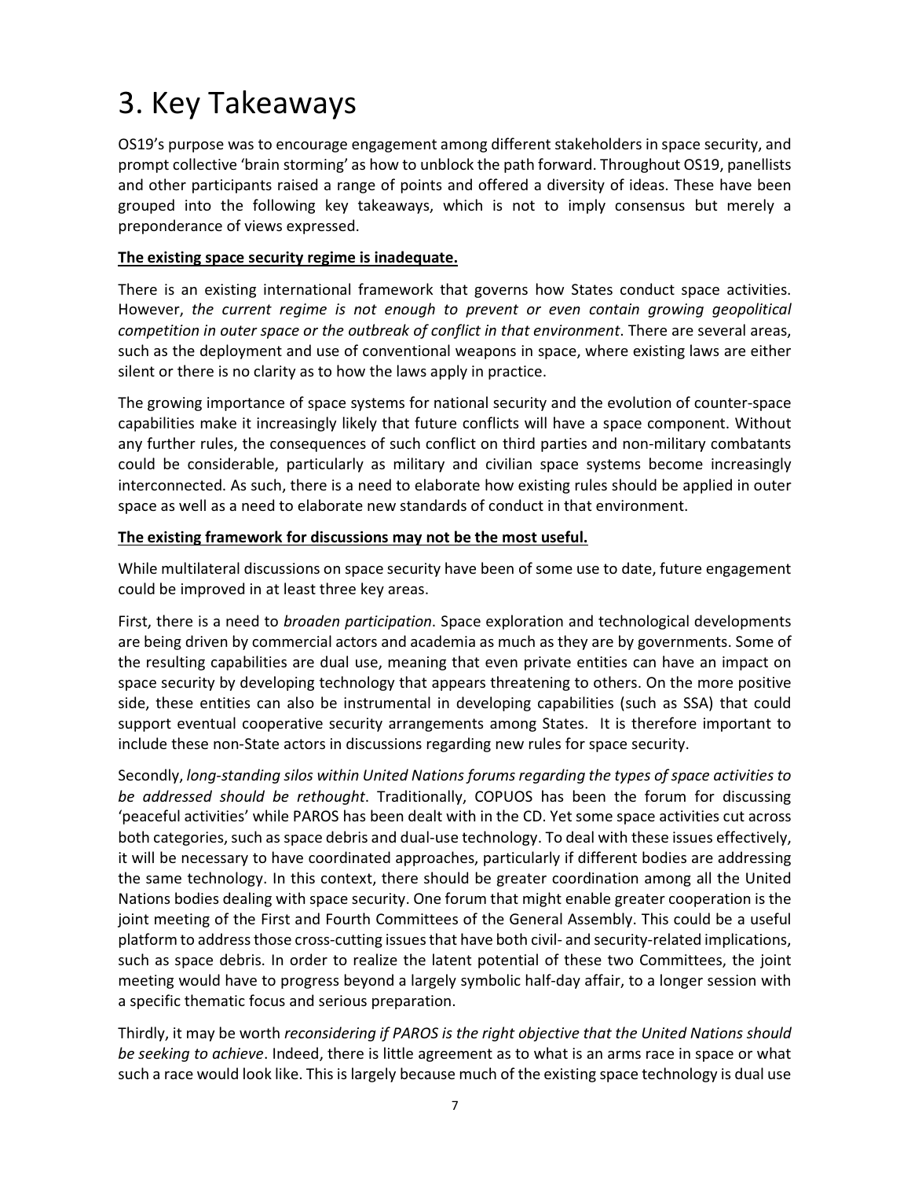# 3. Key Takeaways

OS19's purpose was to encourage engagement among different stakeholders in space security, and prompt collective 'brain storming' as how to unblock the path forward. Throughout OS19, panellists and other participants raised a range of points and offered a diversity of ideas. These have been grouped into the following key takeaways, which is not to imply consensus but merely a preponderance of views expressed.

**<u>The existing space security regime is inadequate.</u>**

There is an existing international framework that governs how States conduct space activities. However, *the current regime is not enough to prevent or even contain growing geopolitical competition in outer space or the outbreak of conflict in that environment*. There are several areas, such as the deployment and use of conventional weapons in space, where existing laws are either silent or there is no clarity as to how the laws apply in practice.

The growing importance of space systems for national security and the evolution of counter-space capabilities make it increasingly likely that future conflicts will have a space component. Without any further rules, the consequences of such conflict on third parties and non-military combatants could be considerable, particularly as military and civilian space systems become increasingly interconnected. As such, there is a need to elaborate how existing rules should be applied in outer space as well as a need to elaborate new standards of conduct in that environment.

**<u>The existing framework for discussions may not be the most useful.</u>**

While multilateral discussions on space security have been of some use to date, future engagement could be improved in at least three key areas.

First, there is a need to *broaden participation*. Space exploration and technological developments are being driven by commercial actors and academia as much as they are by governments. Some of the resulting capabilities are dual use, meaning that even private entities can have an impact on space security by developing technology that appears threatening to others. On the more positive side, these entities can also be instrumental in developing capabilities (such as SSA) that could support eventual cooperative security arrangements among States. It is therefore important to include these non-State actors in discussions regarding new rules for space security.

Secondly, *long-standing silos within United Nations forums regarding the types of space activities to be addressed should be rethought*. Traditionally, COPUOS has been the forum for discussing 'peaceful activities' while PAROS has been dealt with in the CD. Yet some space activities cut across both categories, such as space debris and dual-use technology. To deal with these issues effectively, it will be necessary to have coordinated approaches, particularly if different bodies are addressing the same technology. In this context, there should be greater coordination among all the United Nations bodies dealing with space security. One forum that might enable greater cooperation is the joint meeting of the First and Fourth Committees of the General Assembly. This could be a useful platform to address those cross-cutting issues that have both civil- and security-related implications, such as space debris. In order to realize the latent potential of these two Committees, the joint meeting would have to progress beyond a largely symbolic half-day affair, to a longer session with a specific thematic focus and serious preparation.

Thirdly, it may be worth *reconsidering if PAROS is the right objective that the United Nations should be seeking to achieve*. Indeed, there is little agreement as to what is an arms race in space or what such a race would look like. This is largely because much of the existing space technology is dual use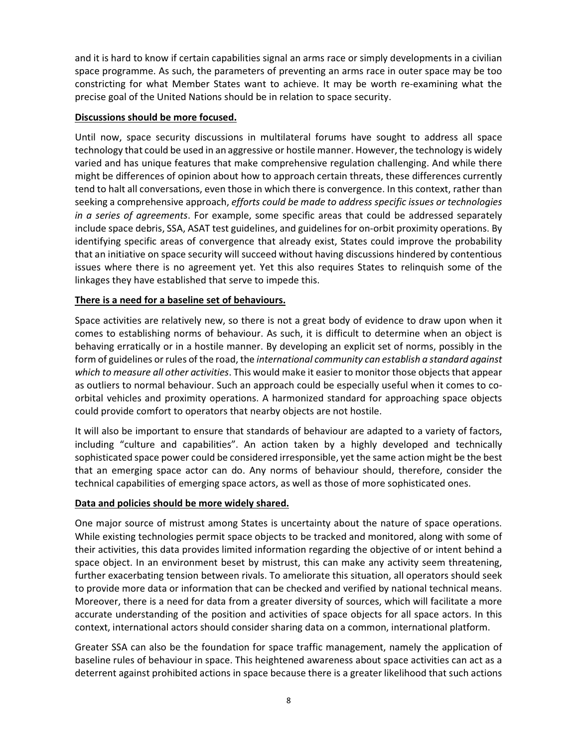and it is hard to know if certain capabilities signal an arms race or simply developments in a civilian space programme. As such, the parameters of preventing an arms race in outer space may be too constricting for what Member States want to achieve. It may be worth re-examining what the precise goal of the United Nations should be in relation to space security.

**Discussions should be more focused.**

Until now, space security discussions in multilateral forums have sought to address all space technology that could be used in an aggressive or hostile manner. However, the technology is widely varied and has unique features that make comprehensive regulation challenging. And while there might be differences of opinion about how to approach certain threats, these differences currently tend to halt all conversations, even those in which there is convergence. In this context, rather than seeking a comprehensive approach, *efforts could be made to address specific issues or technologies in a series of agreements*. For example, some specific areas that could be addressed separately include space debris, SSA, ASAT test guidelines, and guidelines for on-orbit proximity operations. By identifying specific areas of convergence that already exist, States could improve the probability that an initiative on space security will succeed without having discussions hindered by contentious issues where there is no agreement yet. Yet this also requires States to relinquish some of the linkages they have established that serve to impede this.

**There is a need for a baseline set of behaviours.**

Space activities are relatively new, so there is not a great body of evidence to draw upon when it comes to establishing norms of behaviour. As such, it is difficult to determine when an object is behaving erratically or in a hostile manner. By developing an explicit set of norms, possibly in the form of guidelines or rules of the road, the *international community can establish a standard against which to measure all other activities*. This would make it easier to monitor those objects that appear as outliers to normal behaviour. Such an approach could be especially useful when it comes to co-orbital vehicles and proximity operations. A harmonized standard for approaching space objects could provide comfort to operators that nearby objects are not hostile.

It will also be important to ensure that standards of behaviour are adapted to a variety of factors, including "culture and capabilities". An action taken by a highly developed and technically sophisticated space power could be considered irresponsible, yet the same action might be the best that an emerging space actor can do. Any norms of behaviour should, therefore, consider the technical capabilities of emerging space actors, as well as those of more sophisticated ones.

**Data and policies should be more widely shared.**

One major source of mistrust among States is uncertainty about the nature of space operations. While existing technologies permit space objects to be tracked and monitored, along with some of their activities, this data provides limited information regarding the objective of or intent behind a space object. In an environment beset by mistrust, this can make any activity seem threatening, further exacerbating tension between rivals. To ameliorate this situation, all operators should seek to provide more data or information that can be checked and verified by national technical means. Moreover, there is a need for data from a greater diversity of sources, which will facilitate a more accurate understanding of the position and activities of space objects for all space actors. In this context, international actors should consider sharing data on a common, international platform.

Greater SSA can also be the foundation for space traffic management, namely the application of baseline rules of behaviour in space. This heightened awareness about space activities can act as a deterrent against prohibited actions in space because there is a greater likelihood that such actions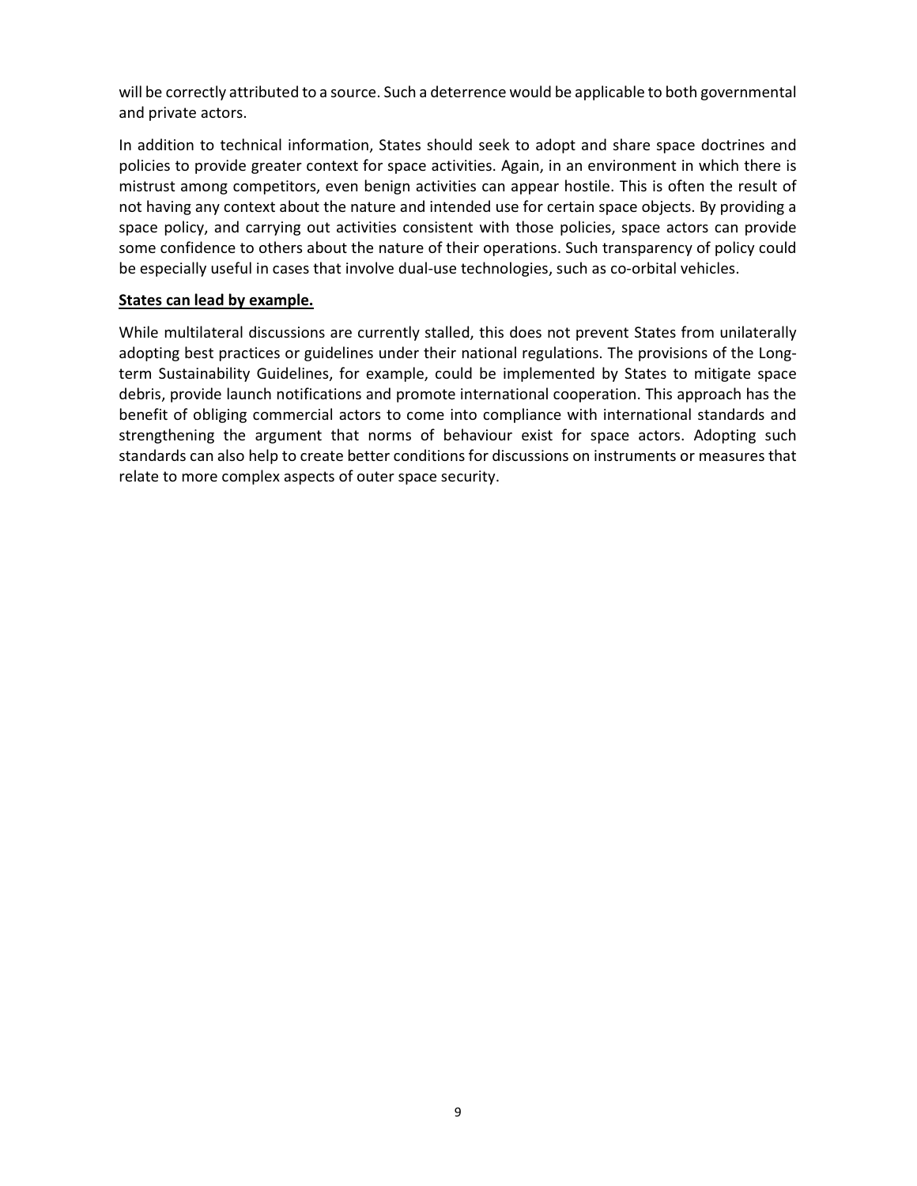will be correctly attributed to a source. Such a deterrence would be applicable to both governmental and private actors.

In addition to technical information, States should seek to adopt and share space doctrines and policies to provide greater context for space activities. Again, in an environment in which there is mistrust among competitors, even benign activities can appear hostile. This is often the result of not having any context about the nature and intended use for certain space objects. By providing a space policy, and carrying out activities consistent with those policies, space actors can provide some confidence to others about the nature of their operations. Such transparency of policy could be especially useful in cases that involve dual-use technologies, such as co-orbital vehicles.

**States can lead by example.**

While multilateral discussions are currently stalled, this does not prevent States from unilaterally adopting best practices or guidelines under their national regulations. The provisions of the Long-term Sustainability Guidelines, for example, could be implemented by States to mitigate space debris, provide launch notifications and promote international cooperation. This approach has the benefit of obliging commercial actors to come into compliance with international standards and strengthening the argument that norms of behaviour exist for space actors. Adopting such standards can also help to create better conditions for discussions on instruments or measures that relate to more complex aspects of outer space security.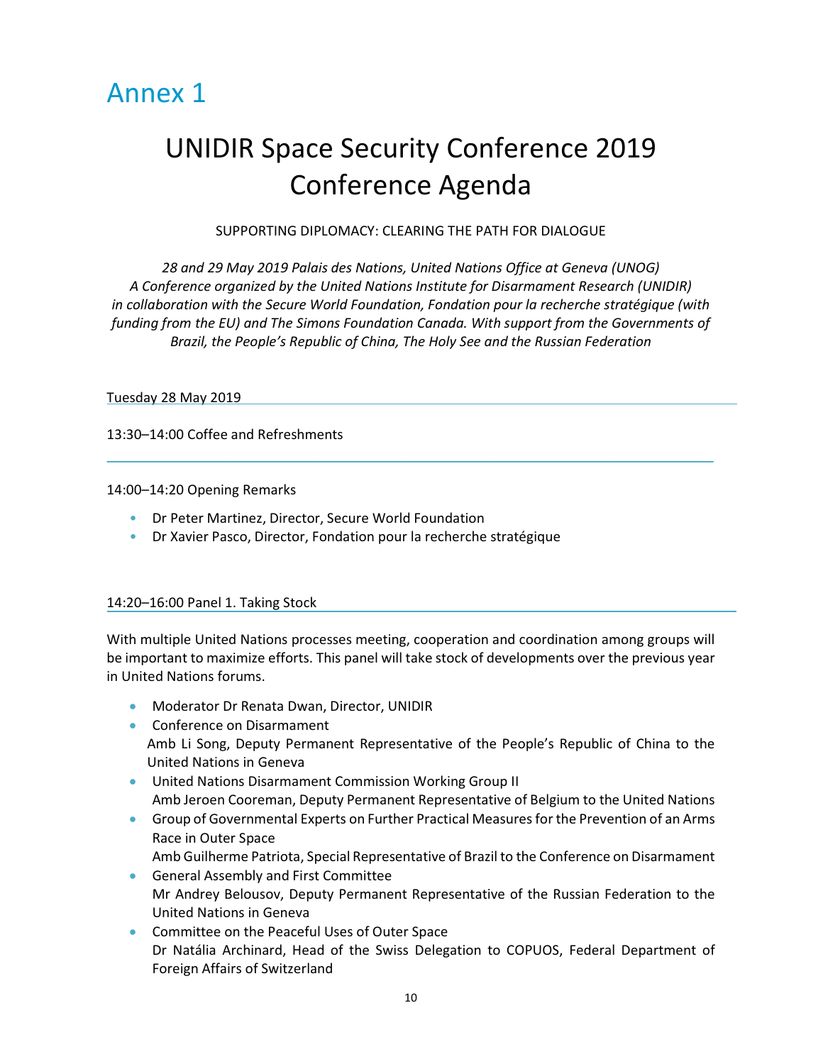# Annex 1

## UNIDIR Space Security Conference 2019 Conference Agenda

SUPPORTING DIPLOMACY: CLEARING THE PATH FOR DIALOGUE

*28 and 29 May 2019 Palais des Nations, United Nations Office at Geneva (UNOG)*
*A Conference organized by the United Nations Institute for Disarmament Research (UNIDIR) in collaboration with the Secure World Foundation, Fondation pour la recherche stratégique (with funding from the EU) and The Simons Foundation Canada. With support from the Governments of Brazil, the People's Republic of China, The Holy See and the Russian Federation*

Tuesday 28 May 2019

13:30–14:00 Coffee and Refreshments

14:00–14:20 Opening Remarks

- Dr Peter Martinez, Director, Secure World Foundation
- Dr Xavier Pasco, Director, Fondation pour la recherche stratégique

14:20–16:00 Panel 1. Taking Stock

With multiple United Nations processes meeting, cooperation and coordination among groups will be important to maximize efforts. This panel will take stock of developments over the previous year in United Nations forums.

- Moderator Dr Renata Dwan, Director, UNIDIR
- Conference on Disarmament
  Amb Li Song, Deputy Permanent Representative of the People's Republic of China to the United Nations in Geneva
- United Nations Disarmament Commission Working Group II
  Amb Jeroen Cooreman, Deputy Permanent Representative of Belgium to the United Nations
- Group of Governmental Experts on Further Practical Measures for the Prevention of an Arms Race in Outer Space
  Amb Guilherme Patriota, Special Representative of Brazil to the Conference on Disarmament
- General Assembly and First Committee
  Mr Andrey Belousov, Deputy Permanent Representative of the Russian Federation to the United Nations in Geneva
- Committee on the Peaceful Uses of Outer Space
  Dr Natália Archinard, Head of the Swiss Delegation to COPUOS, Federal Department of Foreign Affairs of Switzerland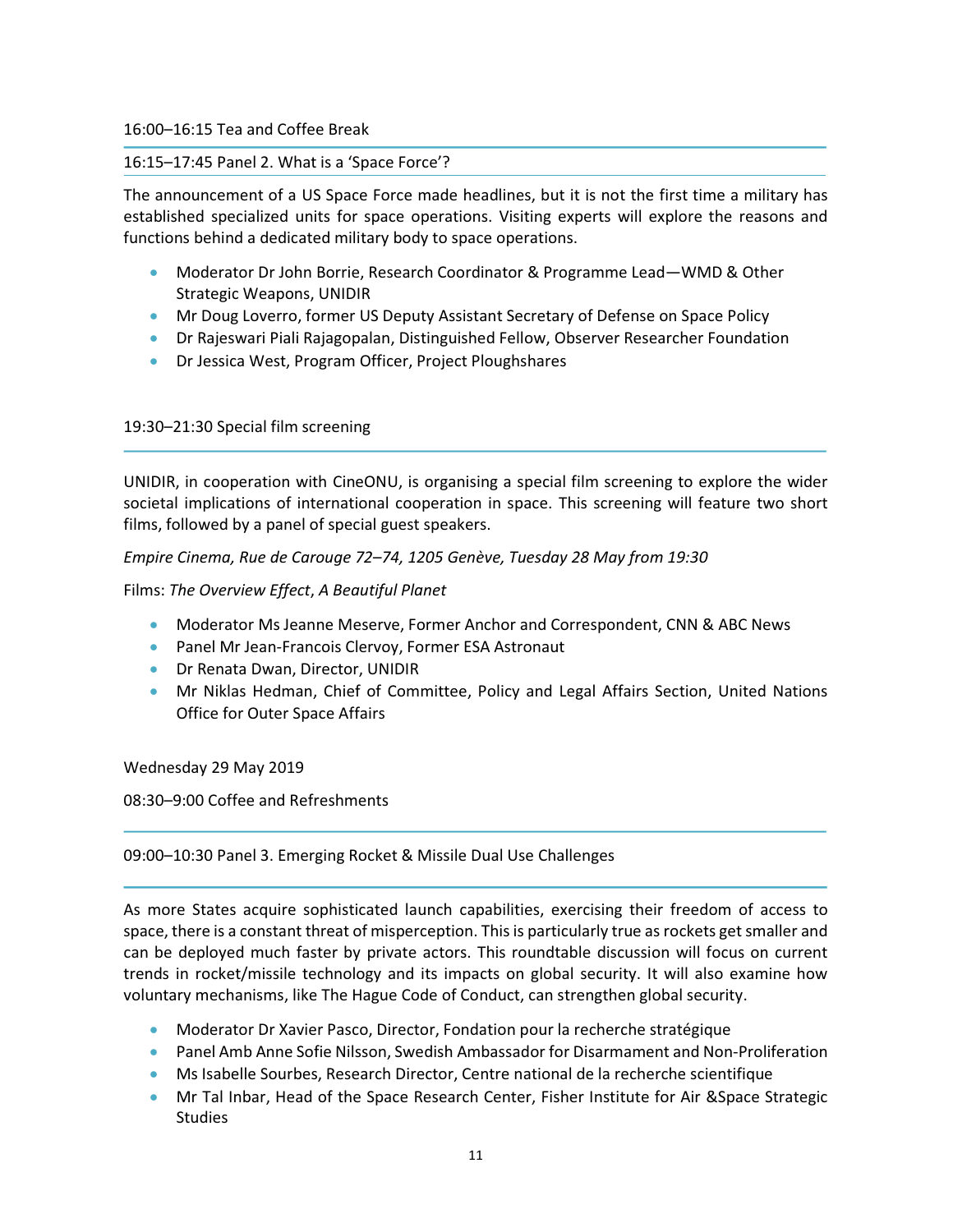16:00–16:15 Tea and Coffee Break

16:15–17:45 Panel 2. What is a 'Space Force'?

The announcement of a US Space Force made headlines, but it is not the first time a military has established specialized units for space operations. Visiting experts will explore the reasons and functions behind a dedicated military body to space operations.

- Moderator Dr John Borrie, Research Coordinator & Programme Lead—WMD & Other Strategic Weapons, UNIDIR
- Mr Doug Loverro, former US Deputy Assistant Secretary of Defense on Space Policy
- Dr Rajeswari Piali Rajagopalan, Distinguished Fellow, Observer Researcher Foundation
- Dr Jessica West, Program Officer, Project Ploughshares

19:30–21:30 Special film screening

UNIDIR, in cooperation with CineONU, is organising a special film screening to explore the wider societal implications of international cooperation in space. This screening will feature two short films, followed by a panel of special guest speakers.

*Empire Cinema, Rue de Carouge 72–74, 1205 Genève, Tuesday 28 May from 19:30*

Films: *The Overview Effect*, *A Beautiful Planet*

- Moderator Ms Jeanne Meserve, Former Anchor and Correspondent, CNN & ABC News
- Panel Mr Jean-Francois Clervoy, Former ESA Astronaut
- Dr Renata Dwan, Director, UNIDIR
- Mr Niklas Hedman, Chief of Committee, Policy and Legal Affairs Section, United Nations Office for Outer Space Affairs

Wednesday 29 May 2019

08:30–9:00 Coffee and Refreshments

09:00–10:30 Panel 3. Emerging Rocket & Missile Dual Use Challenges

As more States acquire sophisticated launch capabilities, exercising their freedom of access to space, there is a constant threat of misperception. This is particularly true as rockets get smaller and can be deployed much faster by private actors. This roundtable discussion will focus on current trends in rocket/missile technology and its impacts on global security. It will also examine how voluntary mechanisms, like The Hague Code of Conduct, can strengthen global security.

- Moderator Dr Xavier Pasco, Director, Fondation pour la recherche stratégique
- Panel Amb Anne Sofie Nilsson, Swedish Ambassador for Disarmament and Non-Proliferation
- Ms Isabelle Sourbes, Research Director, Centre national de la recherche scientifique
- Mr Tal Inbar, Head of the Space Research Center, Fisher Institute for Air &Space Strategic Studies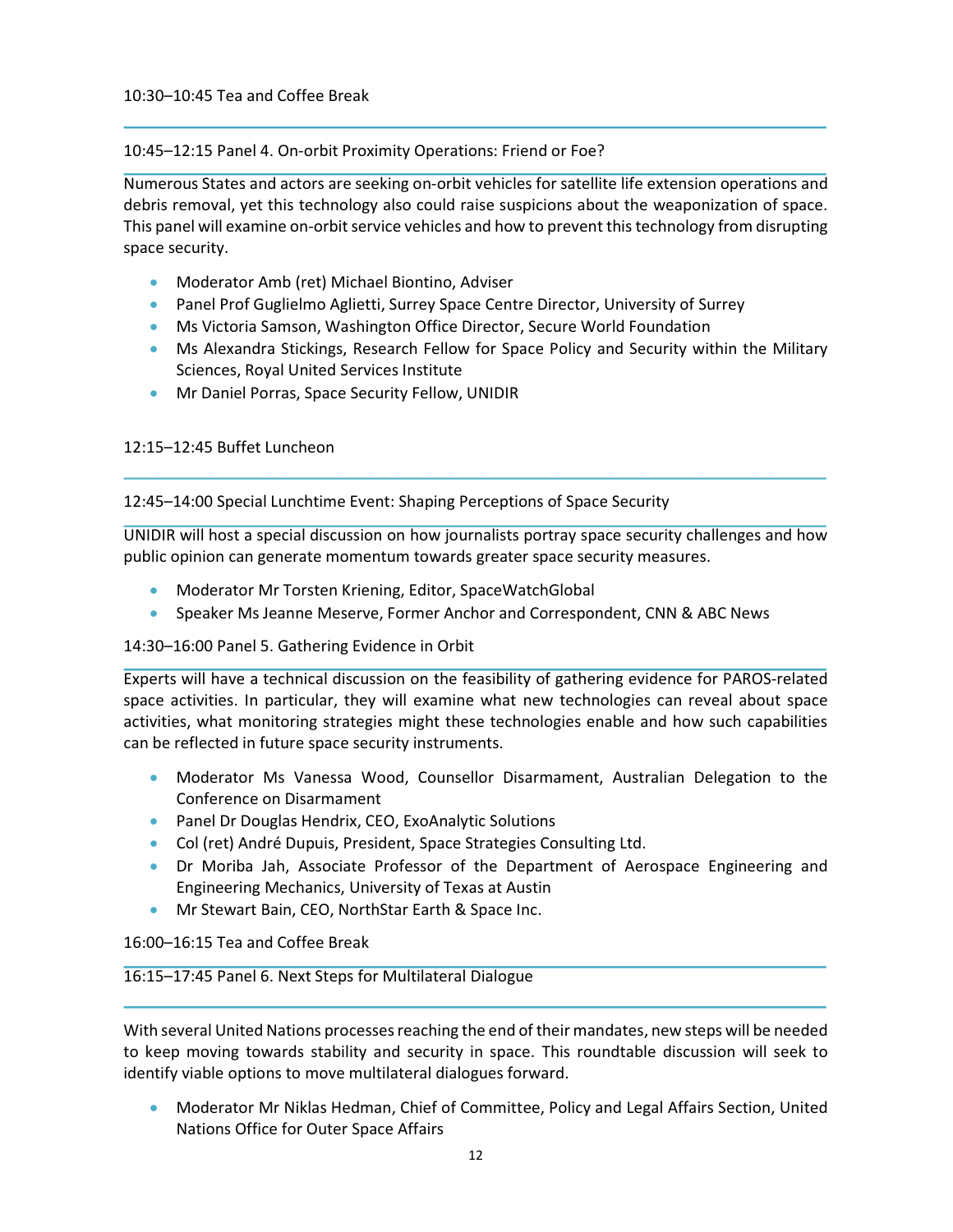10:30–10:45 Tea and Coffee Break

10:45–12:15 Panel 4. On-orbit Proximity Operations: Friend or Foe?

Numerous States and actors are seeking on-orbit vehicles for satellite life extension operations and debris removal, yet this technology also could raise suspicions about the weaponization of space. This panel will examine on-orbit service vehicles and how to prevent this technology from disrupting space security.

- Moderator Amb (ret) Michael Biontino, Adviser
- Panel Prof Guglielmo Aglietti, Surrey Space Centre Director, University of Surrey
- Ms Victoria Samson, Washington Office Director, Secure World Foundation
- Ms Alexandra Stickings, Research Fellow for Space Policy and Security within the Military Sciences, Royal United Services Institute
- Mr Daniel Porras, Space Security Fellow, UNIDIR

12:15–12:45 Buffet Luncheon

12:45–14:00 Special Lunchtime Event: Shaping Perceptions of Space Security

UNIDIR will host a special discussion on how journalists portray space security challenges and how public opinion can generate momentum towards greater space security measures.

- Moderator Mr Torsten Kriening, Editor, SpaceWatchGlobal
- Speaker Ms Jeanne Meserve, Former Anchor and Correspondent, CNN & ABC News

14:30–16:00 Panel 5. Gathering Evidence in Orbit

Experts will have a technical discussion on the feasibility of gathering evidence for PAROS-related space activities. In particular, they will examine what new technologies can reveal about space activities, what monitoring strategies might these technologies enable and how such capabilities can be reflected in future space security instruments.

- Moderator Ms Vanessa Wood, Counsellor Disarmament, Australian Delegation to the Conference on Disarmament
- Panel Dr Douglas Hendrix, CEO, ExoAnalytic Solutions
- Col (ret) André Dupuis, President, Space Strategies Consulting Ltd.
- Dr Moriba Jah, Associate Professor of the Department of Aerospace Engineering and Engineering Mechanics, University of Texas at Austin
- Mr Stewart Bain, CEO, NorthStar Earth & Space Inc.

16:00–16:15 Tea and Coffee Break

16:15–17:45 Panel 6. Next Steps for Multilateral Dialogue

With several United Nations processes reaching the end of their mandates, new steps will be needed to keep moving towards stability and security in space. This roundtable discussion will seek to identify viable options to move multilateral dialogues forward.

- Moderator Mr Niklas Hedman, Chief of Committee, Policy and Legal Affairs Section, United Nations Office for Outer Space Affairs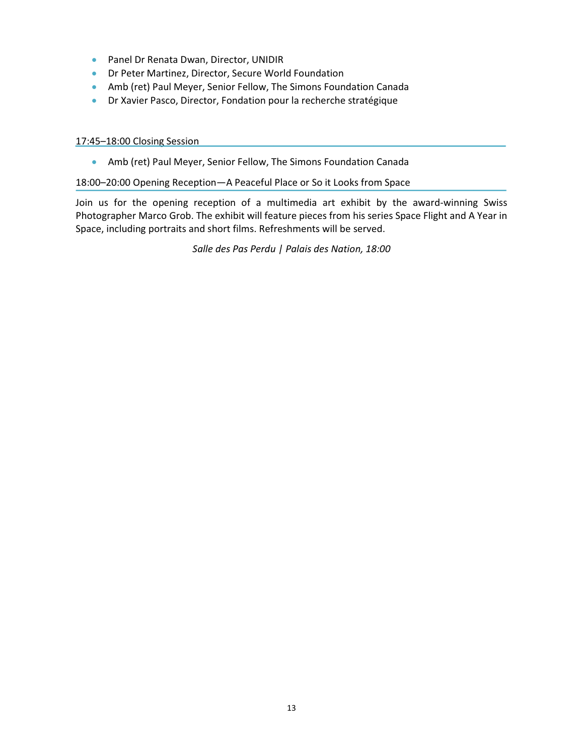- Panel Dr Renata Dwan, Director, UNIDIR
- Dr Peter Martinez, Director, Secure World Foundation
- Amb (ret) Paul Meyer, Senior Fellow, The Simons Foundation Canada
- Dr Xavier Pasco, Director, Fondation pour la recherche stratégique

## 17:45–18:00 Closing Session

- Amb (ret) Paul Meyer, Senior Fellow, The Simons Foundation Canada

## 18:00–20:00 Opening Reception—A Peaceful Place or So it Looks from Space

Join us for the opening reception of a multimedia art exhibit by the award-winning Swiss Photographer Marco Grob. The exhibit will feature pieces from his series Space Flight and A Year in Space, including portraits and short films. Refreshments will be served.

*Salle des Pas Perdu | Palais des Nation, 18:00*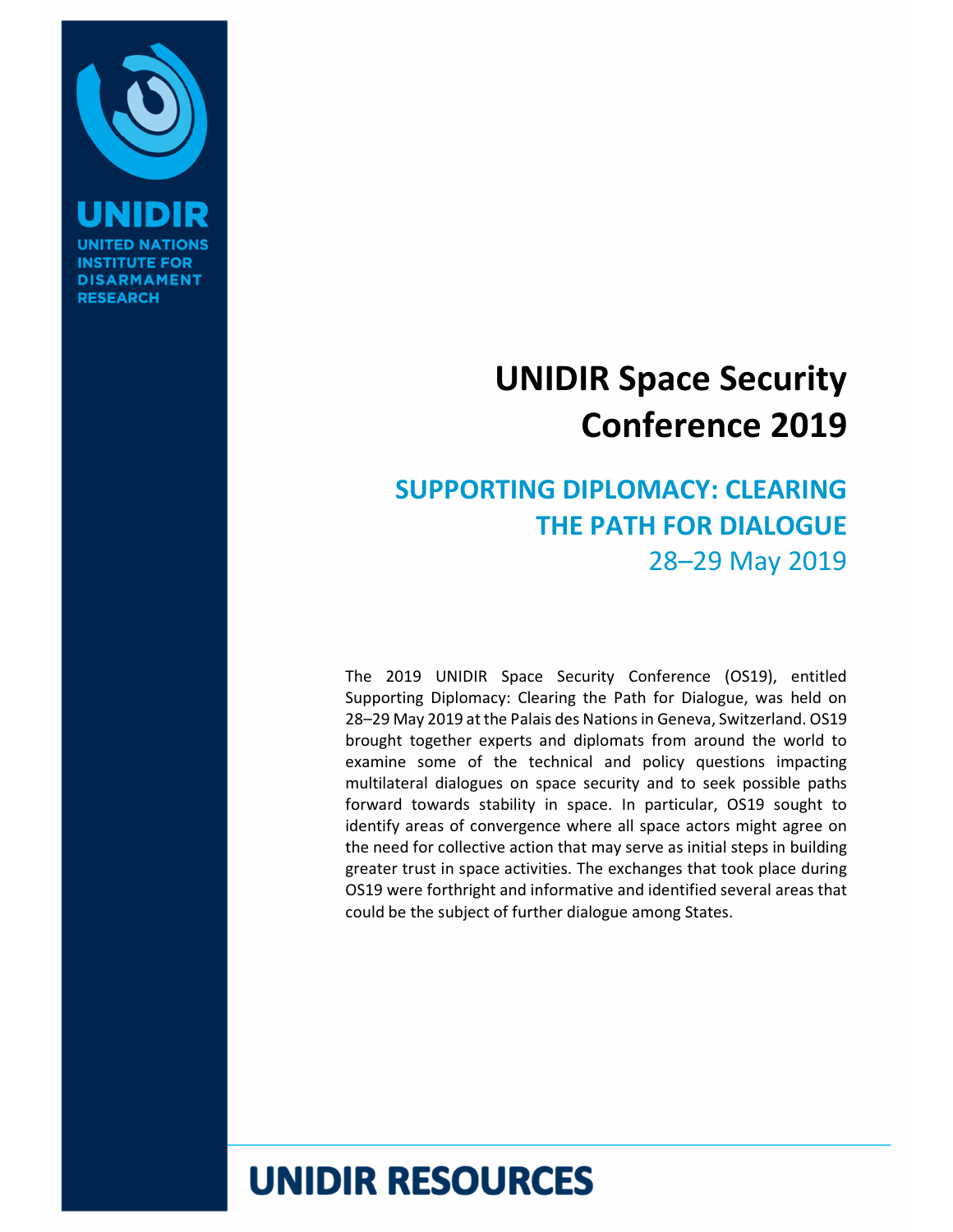UNIDIR

UNITED NATIONS INSTITUTE FOR DISARMAMENT RESEARCH

# UNIDIR Space Security Conference 2019

## SUPPORTING DIPLOMACY: CLEARING THE PATH FOR DIALOGUE

28–29 May 2019

The 2019 UNIDIR Space Security Conference (OS19), entitled Supporting Diplomacy: Clearing the Path for Dialogue, was held on 28–29 May 2019 at the Palais des Nations in Geneva, Switzerland. OS19 brought together experts and diplomats from around the world to examine some of the technical and policy questions impacting multilateral dialogues on space security and to seek possible paths forward towards stability in space. In particular, OS19 sought to identify areas of convergence where all space actors might agree on the need for collective action that may serve as initial steps in building greater trust in space activities. The exchanges that took place during OS19 were forthright and informative and identified several areas that could be the subject of further dialogue among States.

**UNIDIR RESOURCES**